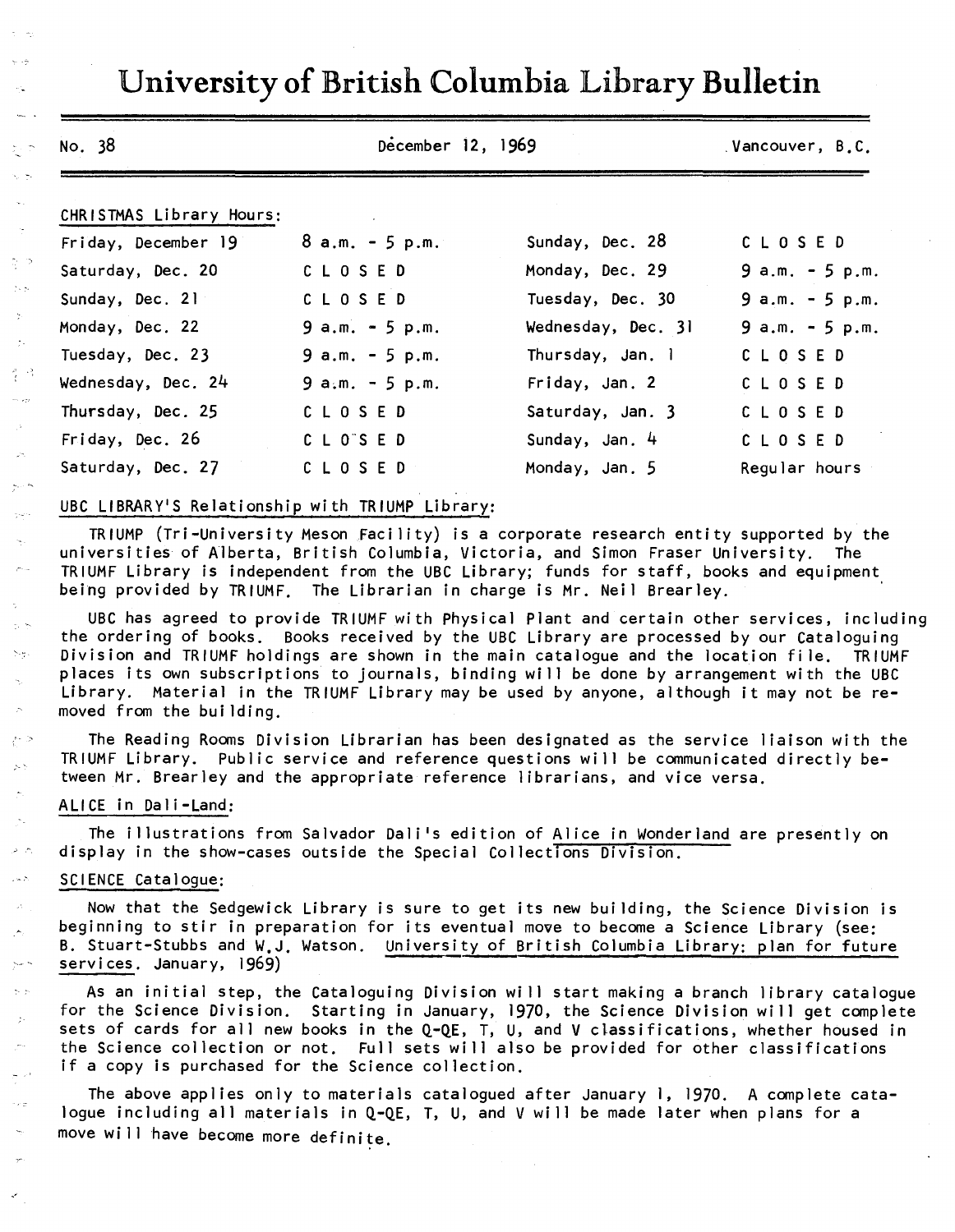# University of British Columbia Library Bulletin

No. 38 — December 12, 1969 — Vancouver, B.C.

CHRISTMAS Library Hours:

| | | | |
|---|---|---|---|
| Friday, December 19 | 8 a.m. - 5 p.m. | Sunday, Dec. 28 | CLOSED |
| Saturday, Dec. 20 | CLOSED | Monday, Dec. 29 | 9 a.m. - 5 p.m. |
| Sunday, Dec. 21 | CLOSED | Tuesday, Dec. 30 | 9 a.m. - 5 p.m. |
| Monday, Dec. 22 | 9 a.m. - 5 p.m. | Wednesday, Dec. 31 | 9 a.m. - 5 p.m. |
| Tuesday, Dec. 23 | 9 a.m. - 5 p.m. | Thursday, Jan. 1 | CLOSED |
| Wednesday, Dec. 24 | 9 a.m. - 5 p.m. | Friday, Jan. 2 | CLOSED |
| Thursday, Dec. 25 | CLOSED | Saturday, Jan. 3 | CLOSED |
| Friday, Dec. 26 | CLOSED | Sunday, Jan. 4 | CLOSED |
| Saturday, Dec. 27 | CLOSED | Monday, Jan. 5 | Regular hours |

UBC LIBRARY'S Relationship with TRIUMP Library:

TRIUMP (Tri-University Meson Facility) is a corporate research entity supported by the universities of Alberta, British Columbia, Victoria, and Simon Fraser University. The TRIUMF Library is independent from the UBC Library; funds for staff, books and equipment being provided by TRIUMF. The Librarian in charge is Mr. Neil Brearley.

UBC has agreed to provide TRIUMF with Physical Plant and certain other services, including the ordering of books. Books received by the UBC Library are processed by our Cataloguing Division and TRIUMF holdings are shown in the main catalogue and the location file. TRIUMF places its own subscriptions to journals, binding will be done by arrangement with the UBC Library. Material in the TRIUMF Library may be used by anyone, although it may not be removed from the building.

The Reading Rooms Division Librarian has been designated as the service liaison with the TRIUMF Library. Public service and reference questions will be communicated directly between Mr. Brearley and the appropriate reference librarians, and vice versa.

ALICE in Dali-Land:

The illustrations from Salvador Dali's edition of Alice in Wonderland are presently on display in the show-cases outside the Special Collections Division.

SCIENCE Catalogue:

Now that the Sedgewick Library is sure to get its new building, the Science Division is beginning to stir in preparation for its eventual move to become a Science Library (see: B. Stuart-Stubbs and W.J. Watson. University of British Columbia Library: plan for future services. January, 1969)

As an initial step, the Cataloguing Division will start making a branch library catalogue for the Science Division. Starting in January, 1970, the Science Division will get complete sets of cards for all new books in the Q-QE, T, U, and V classifications, whether housed in the Science collection or not. Full sets will also be provided for other classifications if a copy is purchased for the Science collection.

The above applies only to materials catalogued after January 1, 1970. A complete catalogue including all materials in Q-QE, T, U, and V will be made later when plans for a move will have become more definite.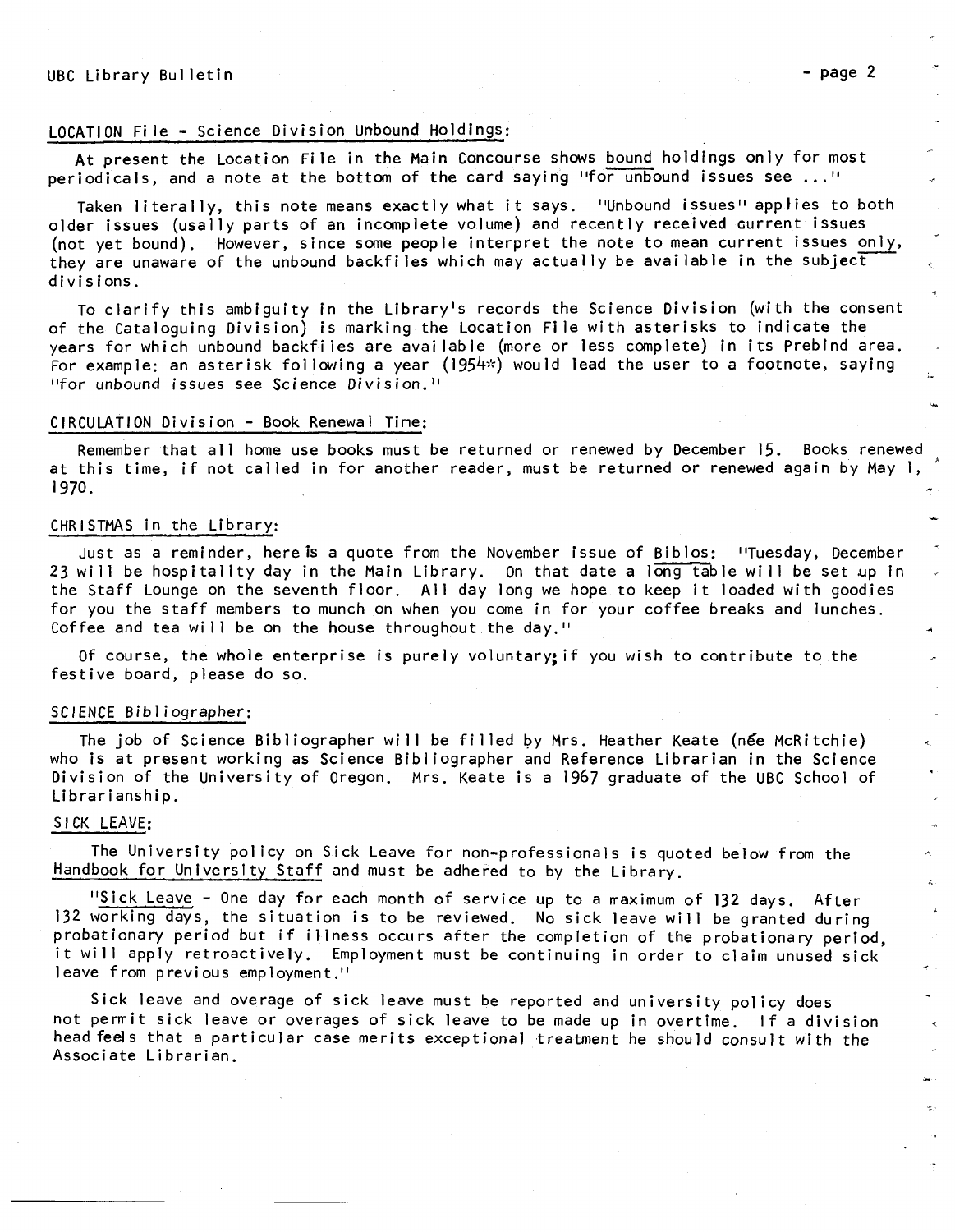## LOCATION File - Science Division Unbound Holdings:

At present the Location File in the Main Concourse shows bound holdings only for most periodicals, and a note at the bottom of the card saying "for unbound issues see ..."

Taken literally, this note means exactly what it says. "Unbound issues" applies to both older issues (usally parts of an incomplete volume) and recently received current issues (not yet bound). However, since some people interpret the note to mean current issues only, they are unaware of the unbound backfiles which may actually be available in the subject divisions.

To clarify this ambiguity in the Library's records the Science Division (with the consent of the Cataloguing Division) is marking the Location File with asterisks to indicate the years for which unbound backfiles are available (more or less complete) in its Prebind area. For example: an asterisk following a year (1954*) would lead the user to a footnote, saying "for unbound issues see Science Division."

## CIRCULATION Division - Book Renewal Time:

Remember that all home use books must be returned or renewed by December 15. Books renewed at this time, if not called in for another reader, must be returned or renewed again by May 1, 1970.

## CHRISTMAS in the Library:

Just as a reminder, here is a quote from the November issue of Biblos: "Tuesday, December 23 will be hospitality day in the Main Library. On that date a long table will be set up in the Staff Lounge on the seventh floor. All day long we hope to keep it loaded with goodies for you the staff members to munch on when you come in for your coffee breaks and lunches. Coffee and tea will be on the house throughout the day."

Of course, the whole enterprise is purely voluntary; if you wish to contribute to the festive board, please do so.

## SCIENCE Bibliographer:

The job of Science Bibliographer will be filled by Mrs. Heather Keate (née McRitchie) who is at present working as Science Bibliographer and Reference Librarian in the Science Division of the University of Oregon. Mrs. Keate is a 1967 graduate of the UBC School of Librarianship.

## SICK LEAVE:

The University policy on Sick Leave for non-professionals is quoted below from the Handbook for University Staff and must be adhered to by the Library.

"Sick Leave - One day for each month of service up to a maximum of 132 days. After 132 working days, the situation is to be reviewed. No sick leave will be granted during probationary period but if illness occurs after the completion of the probationary period, it will apply retroactively. Employment must be continuing in order to claim unused sick leave from previous employment."

Sick leave and overage of sick leave must be reported and university policy does not permit sick leave or overages of sick leave to be made up in overtime. If a division head feels that a particular case merits exceptional treatment he should consult with the Associate Librarian.